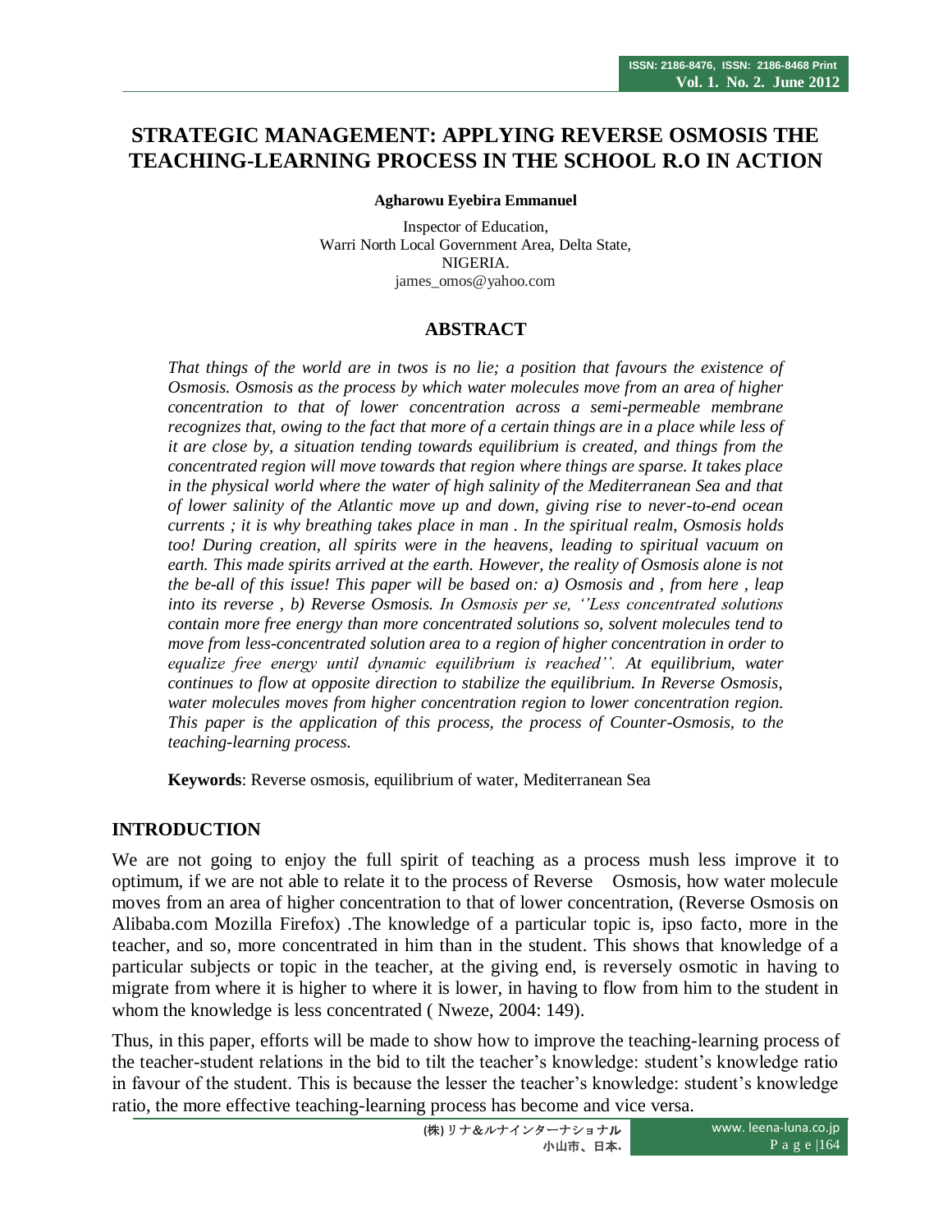# STRATEGIC MANAGEMENT: APPLYING REVERSE OSMOSIS THE TEACHING-LEARNING PROCESS IN THE SCHOOL R.O IN ACTION

**Agharowu Eyebira Emmanuel**

Inspector of Education,
Warri North Local Government Area, Delta State,
NIGERIA.
james_omos@yahoo.com

## ABSTRACT

*That things of the world are in twos is no lie; a position that favours the existence of Osmosis. Osmosis as the process by which water molecules move from an area of higher concentration to that of lower concentration across a semi-permeable membrane recognizes that, owing to the fact that more of a certain things are in a place while less of it are close by, a situation tending towards equilibrium is created, and things from the concentrated region will move towards that region where things are sparse. It takes place in the physical world where the water of high salinity of the Mediterranean Sea and that of lower salinity of the Atlantic move up and down, giving rise to never-to-end ocean currents ; it is why breathing takes place in man . In the spiritual realm, Osmosis holds too! During creation, all spirits were in the heavens, leading to spiritual vacuum on earth. This made spirits arrived at the earth. However, the reality of Osmosis alone is not the be-all of this issue! This paper will be based on: a) Osmosis and , from here , leap into its reverse , b) Reverse Osmosis. In Osmosis per se, ''Less concentrated solutions contain more free energy than more concentrated solutions so, solvent molecules tend to move from less-concentrated solution area to a region of higher concentration in order to equalize free energy until dynamic equilibrium is reached''. At equilibrium, water continues to flow at opposite direction to stabilize the equilibrium. In Reverse Osmosis, water molecules moves from higher concentration region to lower concentration region. This paper is the application of this process, the process of Counter-Osmosis, to the teaching-learning process.*

**Keywords**: Reverse osmosis, equilibrium of water, Mediterranean Sea

## INTRODUCTION

We are not going to enjoy the full spirit of teaching as a process mush less improve it to optimum, if we are not able to relate it to the process of Reverse Osmosis, how water molecule moves from an area of higher concentration to that of lower concentration, (Reverse Osmosis on Alibaba.com Mozilla Firefox) .The knowledge of a particular topic is, ipso facto, more in the teacher, and so, more concentrated in him than in the student. This shows that knowledge of a particular subjects or topic in the teacher, at the giving end, is reversely osmotic in having to migrate from where it is higher to where it is lower, in having to flow from him to the student in whom the knowledge is less concentrated ( Nweze, 2004: 149).

Thus, in this paper, efforts will be made to show how to improve the teaching-learning process of the teacher-student relations in the bid to tilt the teacher's knowledge: student's knowledge ratio in favour of the student. This is because the lesser the teacher's knowledge: student's knowledge ratio, the more effective teaching-learning process has become and vice versa.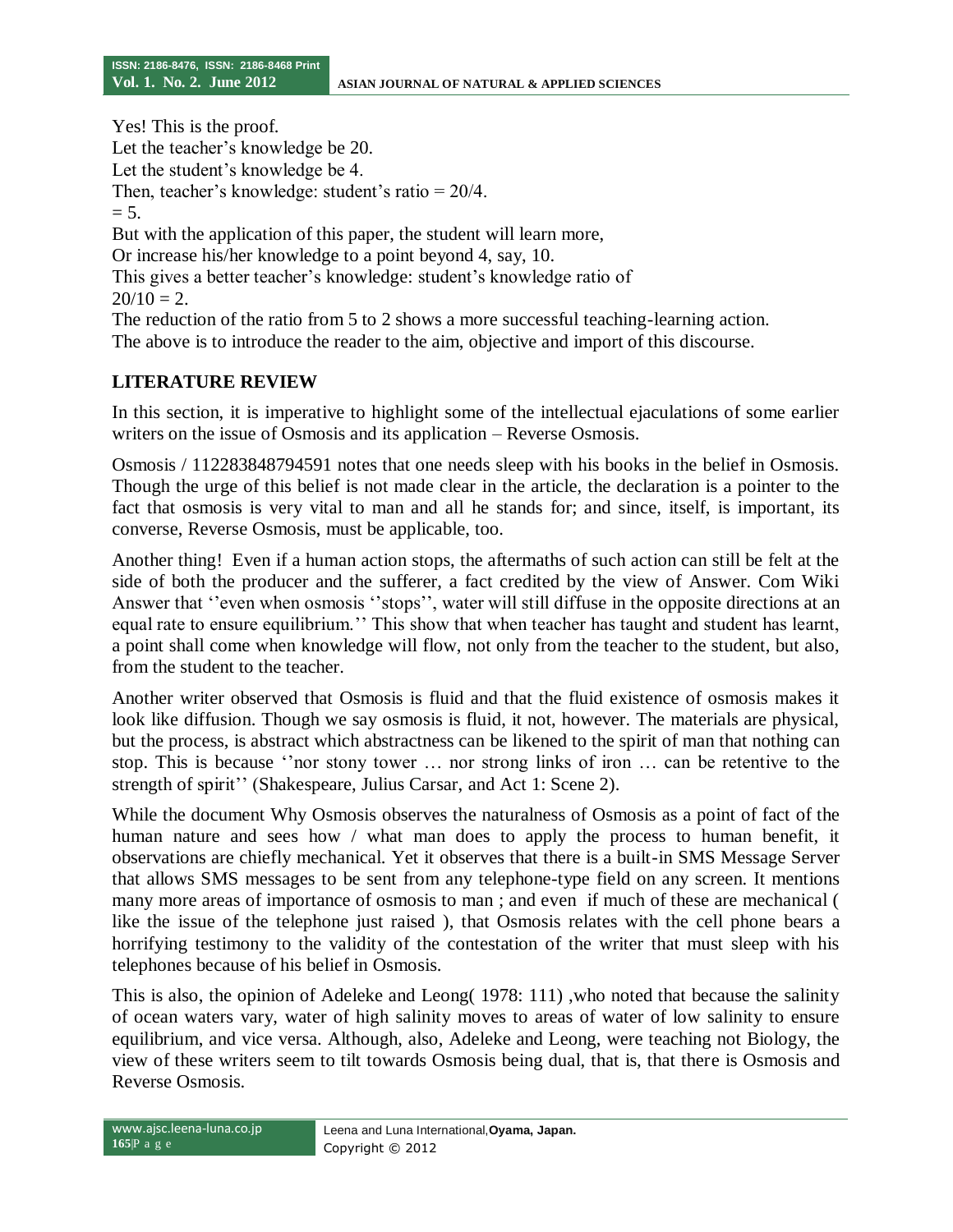Yes! This is the proof.
Let the teacher's knowledge be 20.
Let the student's knowledge be 4.
Then, teacher's knowledge: student's ratio = 20/4.
= 5.
But with the application of this paper, the student will learn more,
Or increase his/her knowledge to a point beyond 4, say, 10.
This gives a better teacher's knowledge: student's knowledge ratio of
20/10 = 2.
The reduction of the ratio from 5 to 2 shows a more successful teaching-learning action.
The above is to introduce the reader to the aim, objective and import of this discourse.

## LITERATURE REVIEW

In this section, it is imperative to highlight some of the intellectual ejaculations of some earlier writers on the issue of Osmosis and its application – Reverse Osmosis.

Osmosis / 112283848794591 notes that one needs sleep with his books in the belief in Osmosis. Though the urge of this belief is not made clear in the article, the declaration is a pointer to the fact that osmosis is very vital to man and all he stands for; and since, itself, is important, its converse, Reverse Osmosis, must be applicable, too.

Another thing! Even if a human action stops, the aftermaths of such action can still be felt at the side of both the producer and the sufferer, a fact credited by the view of Answer. Com Wiki Answer that ''even when osmosis ''stops'', water will still diffuse in the opposite directions at an equal rate to ensure equilibrium.'' This show that when teacher has taught and student has learnt, a point shall come when knowledge will flow, not only from the teacher to the student, but also, from the student to the teacher.

Another writer observed that Osmosis is fluid and that the fluid existence of osmosis makes it look like diffusion. Though we say osmosis is fluid, it not, however. The materials are physical, but the process, is abstract which abstractness can be likened to the spirit of man that nothing can stop. This is because ''nor stony tower … nor strong links of iron … can be retentive to the strength of spirit'' (Shakespeare, Julius Carsar, and Act 1: Scene 2).

While the document Why Osmosis observes the naturalness of Osmosis as a point of fact of the human nature and sees how / what man does to apply the process to human benefit, it observations are chiefly mechanical. Yet it observes that there is a built-in SMS Message Server that allows SMS messages to be sent from any telephone-type field on any screen. It mentions many more areas of importance of osmosis to man ; and even if much of these are mechanical ( like the issue of the telephone just raised ), that Osmosis relates with the cell phone bears a horrifying testimony to the validity of the contestation of the writer that must sleep with his telephones because of his belief in Osmosis.

This is also, the opinion of Adeleke and Leong( 1978: 111) ,who noted that because the salinity of ocean waters vary, water of high salinity moves to areas of water of low salinity to ensure equilibrium, and vice versa. Although, also, Adeleke and Leong, were teaching not Biology, the view of these writers seem to tilt towards Osmosis being dual, that is, that there is Osmosis and Reverse Osmosis.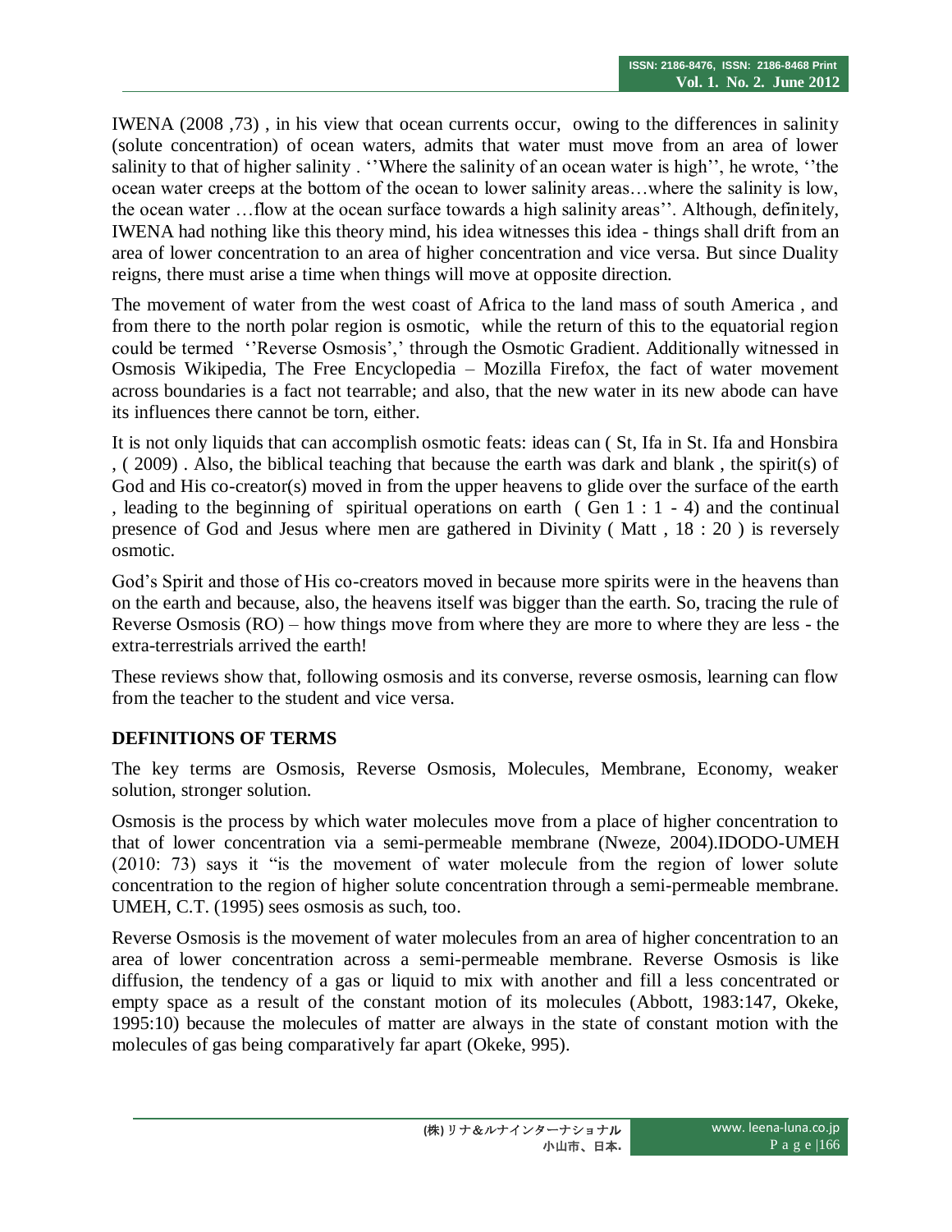IWENA (2008 ,73) , in his view that ocean currents occur, owing to the differences in salinity (solute concentration) of ocean waters, admits that water must move from an area of lower salinity to that of higher salinity . ''Where the salinity of an ocean water is high'', he wrote, ''the ocean water creeps at the bottom of the ocean to lower salinity areas…where the salinity is low, the ocean water …flow at the ocean surface towards a high salinity areas''. Although, definitely, IWENA had nothing like this theory mind, his idea witnesses this idea - things shall drift from an area of lower concentration to an area of higher concentration and vice versa. But since Duality reigns, there must arise a time when things will move at opposite direction.

The movement of water from the west coast of Africa to the land mass of south America , and from there to the north polar region is osmotic, while the return of this to the equatorial region could be termed ''Reverse Osmosis',' through the Osmotic Gradient. Additionally witnessed in Osmosis Wikipedia, The Free Encyclopedia – Mozilla Firefox, the fact of water movement across boundaries is a fact not tearrable; and also, that the new water in its new abode can have its influences there cannot be torn, either.

It is not only liquids that can accomplish osmotic feats: ideas can ( St, Ifa in St. Ifa and Honsbira , ( 2009) . Also, the biblical teaching that because the earth was dark and blank , the spirit(s) of God and His co-creator(s) moved in from the upper heavens to glide over the surface of the earth , leading to the beginning of spiritual operations on earth ( Gen 1 : 1 - 4) and the continual presence of God and Jesus where men are gathered in Divinity ( Matt , 18 : 20 ) is reversely osmotic.

God's Spirit and those of His co-creators moved in because more spirits were in the heavens than on the earth and because, also, the heavens itself was bigger than the earth. So, tracing the rule of Reverse Osmosis (RO) – how things move from where they are more to where they are less - the extra-terrestrials arrived the earth!

These reviews show that, following osmosis and its converse, reverse osmosis, learning can flow from the teacher to the student and vice versa.

## DEFINITIONS OF TERMS

The key terms are Osmosis, Reverse Osmosis, Molecules, Membrane, Economy, weaker solution, stronger solution.

Osmosis is the process by which water molecules move from a place of higher concentration to that of lower concentration via a semi-permeable membrane (Nweze, 2004).IDODO-UMEH (2010: 73) says it "is the movement of water molecule from the region of lower solute concentration to the region of higher solute concentration through a semi-permeable membrane. UMEH, C.T. (1995) sees osmosis as such, too.

Reverse Osmosis is the movement of water molecules from an area of higher concentration to an area of lower concentration across a semi-permeable membrane. Reverse Osmosis is like diffusion, the tendency of a gas or liquid to mix with another and fill a less concentrated or empty space as a result of the constant motion of its molecules (Abbott, 1983:147, Okeke, 1995:10) because the molecules of matter are always in the state of constant motion with the molecules of gas being comparatively far apart (Okeke, 995).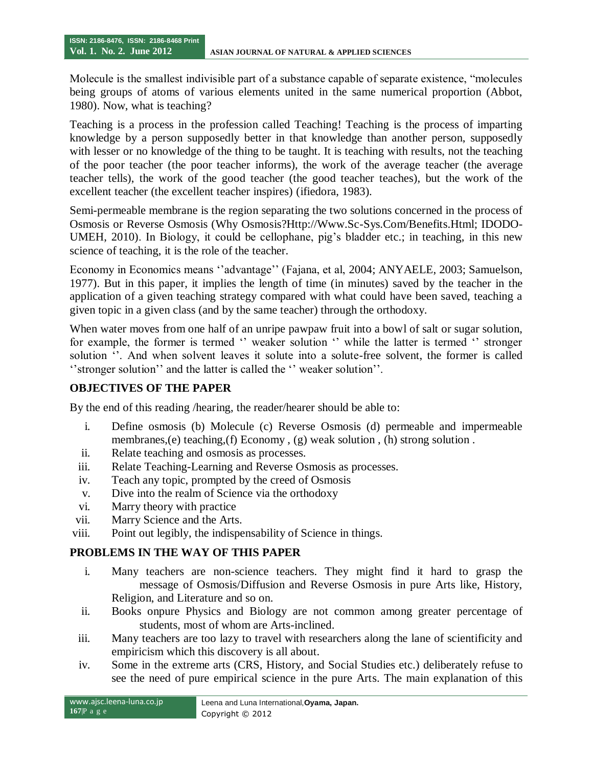Molecule is the smallest indivisible part of a substance capable of separate existence, "molecules being groups of atoms of various elements united in the same numerical proportion (Abbot, 1980). Now, what is teaching?

Teaching is a process in the profession called Teaching! Teaching is the process of imparting knowledge by a person supposedly better in that knowledge than another person, supposedly with lesser or no knowledge of the thing to be taught. It is teaching with results, not the teaching of the poor teacher (the poor teacher informs), the work of the average teacher (the average teacher tells), the work of the good teacher (the good teacher teaches), but the work of the excellent teacher (the excellent teacher inspires) (ifiedora, 1983).

Semi-permeable membrane is the region separating the two solutions concerned in the process of Osmosis or Reverse Osmosis (Why Osmosis?Http://Www.Sc-Sys.Com/Benefits.Html; IDODO-UMEH, 2010). In Biology, it could be cellophane, pig's bladder etc.; in teaching, in this new science of teaching, it is the role of the teacher.

Economy in Economics means ''advantage'' (Fajana, et al, 2004; ANYAELE, 2003; Samuelson, 1977). But in this paper, it implies the length of time (in minutes) saved by the teacher in the application of a given teaching strategy compared with what could have been saved, teaching a given topic in a given class (and by the same teacher) through the orthodoxy.

When water moves from one half of an unripe pawpaw fruit into a bowl of salt or sugar solution, for example, the former is termed '' weaker solution '' while the latter is termed '' stronger solution ''. And when solvent leaves it solute into a solute-free solvent, the former is called ''stronger solution'' and the latter is called the '' weaker solution''.

## OBJECTIVES OF THE PAPER

By the end of this reading /hearing, the reader/hearer should be able to:

i. Define osmosis (b) Molecule (c) Reverse Osmosis (d) permeable and impermeable membranes,(e) teaching,(f) Economy , (g) weak solution , (h) strong solution .
ii. Relate teaching and osmosis as processes.
iii. Relate Teaching-Learning and Reverse Osmosis as processes.
iv. Teach any topic, prompted by the creed of Osmosis
v. Dive into the realm of Science via the orthodoxy
vi. Marry theory with practice
vii. Marry Science and the Arts.
viii. Point out legibly, the indispensability of Science in things.

## PROBLEMS IN THE WAY OF THIS PAPER

i. Many teachers are non-science teachers. They might find it hard to grasp the message of Osmosis/Diffusion and Reverse Osmosis in pure Arts like, History, Religion, and Literature and so on.
ii. Books onpure Physics and Biology are not common among greater percentage of students, most of whom are Arts-inclined.
iii. Many teachers are too lazy to travel with researchers along the lane of scientificity and empiricism which this discovery is all about.
iv. Some in the extreme arts (CRS, History, and Social Studies etc.) deliberately refuse to see the need of pure empirical science in the pure Arts. The main explanation of this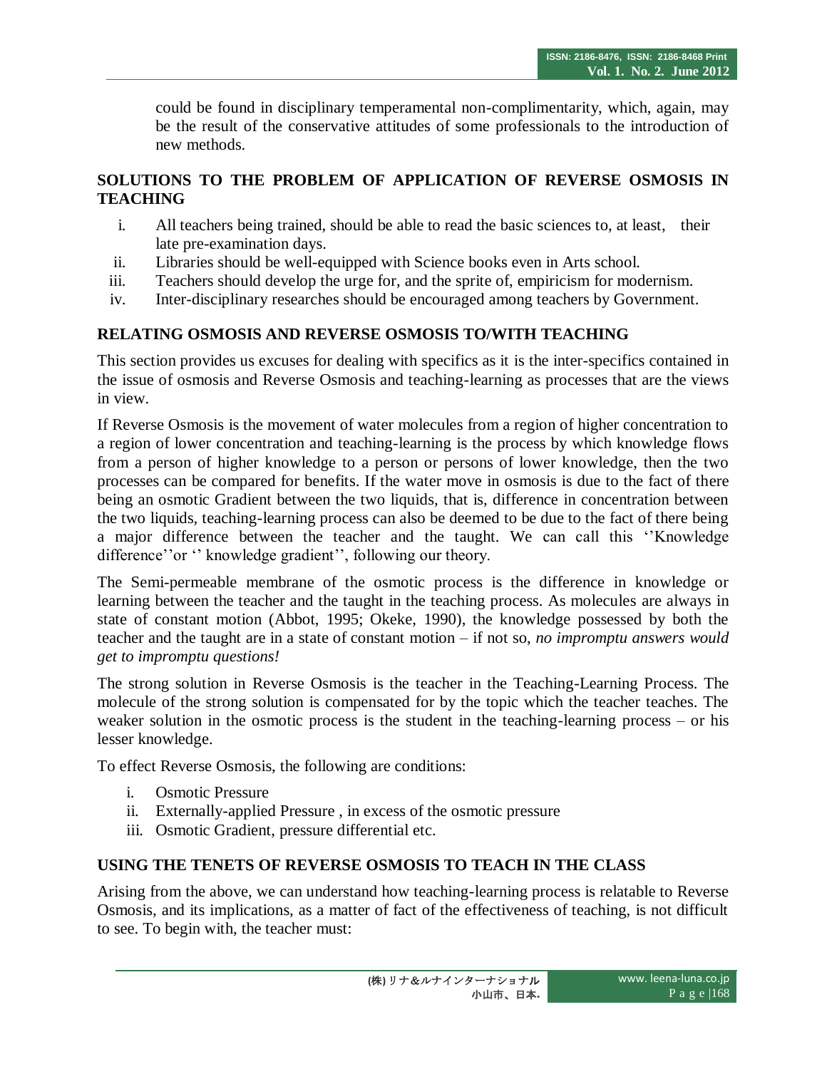could be found in disciplinary temperamental non-complimentarity, which, again, may be the result of the conservative attitudes of some professionals to the introduction of new methods.

## SOLUTIONS TO THE PROBLEM OF APPLICATION OF REVERSE OSMOSIS IN TEACHING

i. All teachers being trained, should be able to read the basic sciences to, at least, their late pre-examination days.
ii. Libraries should be well-equipped with Science books even in Arts school.
iii. Teachers should develop the urge for, and the sprite of, empiricism for modernism.
iv. Inter-disciplinary researches should be encouraged among teachers by Government.

## RELATING OSMOSIS AND REVERSE OSMOSIS TO/WITH TEACHING

This section provides us excuses for dealing with specifics as it is the inter-specifics contained in the issue of osmosis and Reverse Osmosis and teaching-learning as processes that are the views in view.

If Reverse Osmosis is the movement of water molecules from a region of higher concentration to a region of lower concentration and teaching-learning is the process by which knowledge flows from a person of higher knowledge to a person or persons of lower knowledge, then the two processes can be compared for benefits. If the water move in osmosis is due to the fact of there being an osmotic Gradient between the two liquids, that is, difference in concentration between the two liquids, teaching-learning process can also be deemed to be due to the fact of there being a major difference between the teacher and the taught. We can call this ''Knowledge difference''or '' knowledge gradient'', following our theory.

The Semi-permeable membrane of the osmotic process is the difference in knowledge or learning between the teacher and the taught in the teaching process. As molecules are always in state of constant motion (Abbot, 1995; Okeke, 1990), the knowledge possessed by both the teacher and the taught are in a state of constant motion – if not so, *no impromptu answers would get to impromptu questions!*

The strong solution in Reverse Osmosis is the teacher in the Teaching-Learning Process. The molecule of the strong solution is compensated for by the topic which the teacher teaches. The weaker solution in the osmotic process is the student in the teaching-learning process – or his lesser knowledge.

To effect Reverse Osmosis, the following are conditions:

i. Osmotic Pressure
ii. Externally-applied Pressure , in excess of the osmotic pressure
iii. Osmotic Gradient, pressure differential etc.

## USING THE TENETS OF REVERSE OSMOSIS TO TEACH IN THE CLASS

Arising from the above, we can understand how teaching-learning process is relatable to Reverse Osmosis, and its implications, as a matter of fact of the effectiveness of teaching, is not difficult to see. To begin with, the teacher must: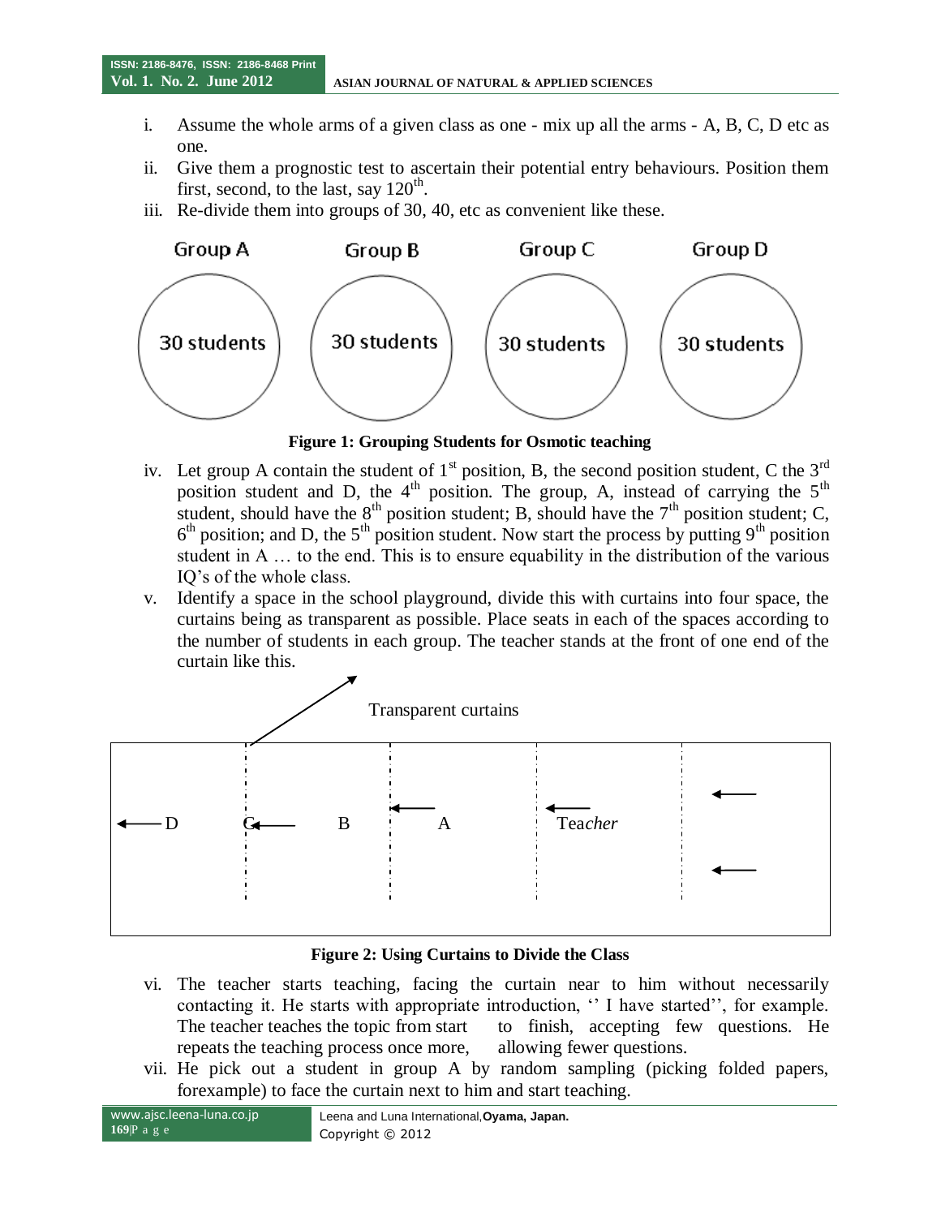i. Assume the whole arms of a given class as one - mix up all the arms - A, B, C, D etc as one.

ii. Give them a prognostic test to ascertain their potential entry behaviours. Position them first, second, to the last, say 120$^{th}$.

iii. Re-divide them into groups of 30, 40, etc as convenient like these.

Group A — 30 students | Group B — 30 students | Group C — 30 students | Group D — 30 students

**Figure 1: Grouping Students for Osmotic teaching**

iv. Let group A contain the student of 1$^{st}$ position, B, the second position student, C the 3$^{rd}$ position student and D, the 4$^{th}$ position. The group, A, instead of carrying the 5$^{th}$ student, should have the 8$^{th}$ position student; B, should have the 7$^{th}$ position student; C, 6$^{th}$ position; and D, the 5$^{th}$ position student. Now start the process by putting 9$^{th}$ position student in A … to the end. This is to ensure equability in the distribution of the various IQ's of the whole class.

v. Identify a space in the school playground, divide this with curtains into four space, the curtains being as transparent as possible. Place seats in each of the spaces according to the number of students in each group. The teacher stands at the front of one end of the curtain like this.

Transparent curtains

D | C | B | A | Teacher

**Figure 2: Using Curtains to Divide the Class**

vi. The teacher starts teaching, facing the curtain near to him without necessarily contacting it. He starts with appropriate introduction, '' I have started'', for example. The teacher teaches the topic from start to finish, accepting few questions. He repeats the teaching process once more, allowing fewer questions.

vii. He pick out a student in group A by random sampling (picking folded papers, forexample) to face the curtain next to him and start teaching.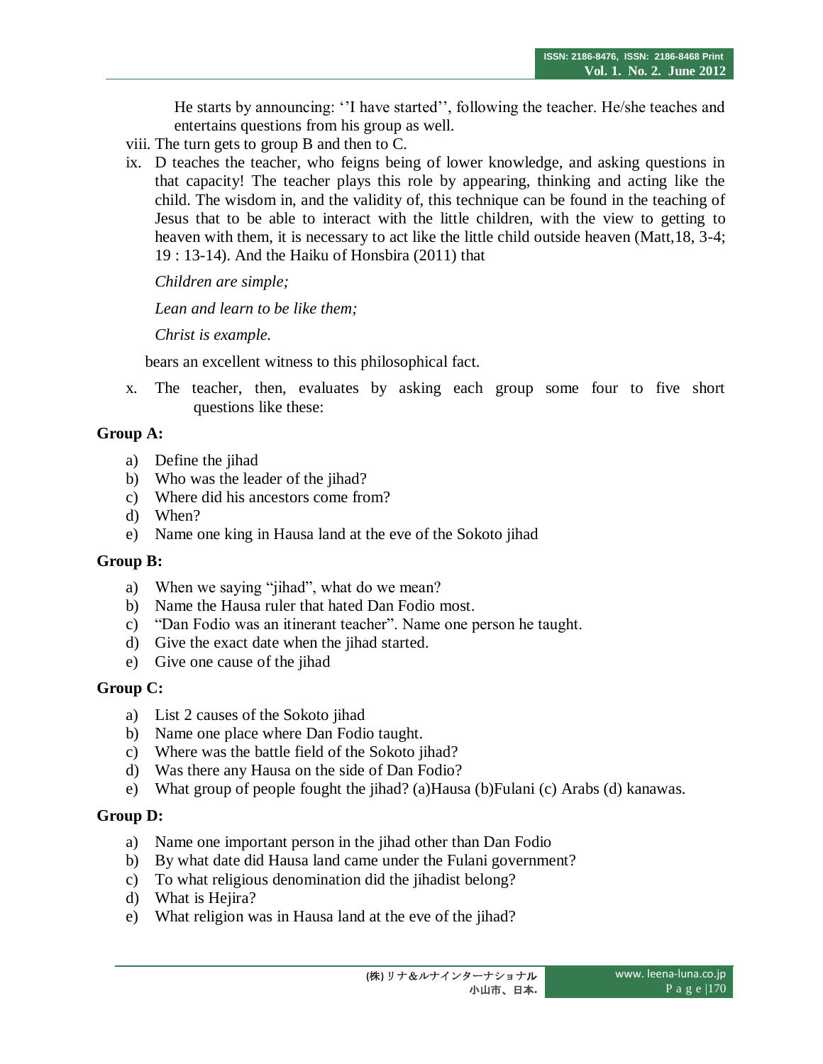He starts by announcing: ''I have started'', following the teacher. He/she teaches and entertains questions from his group as well.

viii. The turn gets to group B and then to C.

ix. D teaches the teacher, who feigns being of lower knowledge, and asking questions in that capacity! The teacher plays this role by appearing, thinking and acting like the child. The wisdom in, and the validity of, this technique can be found in the teaching of Jesus that to be able to interact with the little children, with the view to getting to heaven with them, it is necessary to act like the little child outside heaven (Matt,18, 3-4; 19 : 13-14). And the Haiku of Honsbira (2011) that

*Children are simple;*

*Lean and learn to be like them;*

*Christ is example.*

bears an excellent witness to this philosophical fact.

x. The teacher, then, evaluates by asking each group some four to five short questions like these:

**Group A:**

a) Define the jihad
b) Who was the leader of the jihad?
c) Where did his ancestors come from?
d) When?
e) Name one king in Hausa land at the eve of the Sokoto jihad

**Group B:**

a) When we saying "jihad", what do we mean?
b) Name the Hausa ruler that hated Dan Fodio most.
c) "Dan Fodio was an itinerant teacher". Name one person he taught.
d) Give the exact date when the jihad started.
e) Give one cause of the jihad

**Group C:**

a) List 2 causes of the Sokoto jihad
b) Name one place where Dan Fodio taught.
c) Where was the battle field of the Sokoto jihad?
d) Was there any Hausa on the side of Dan Fodio?
e) What group of people fought the jihad? (a)Hausa (b)Fulani (c) Arabs (d) kanawas.

**Group D:**

a) Name one important person in the jihad other than Dan Fodio
b) By what date did Hausa land came under the Fulani government?
c) To what religious denomination did the jihadist belong?
d) What is Hejira?
e) What religion was in Hausa land at the eve of the jihad?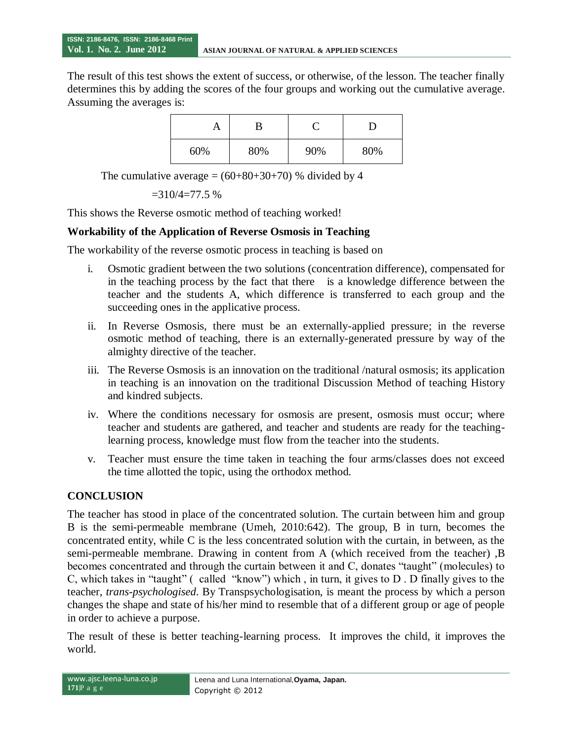The result of this test shows the extent of success, or otherwise, of the lesson. The teacher finally determines this by adding the scores of the four groups and working out the cumulative average. Assuming the averages is:

| A | B | C | D |
|---|---|---|---|
| 60% | 80% | 90% | 80% |

The cumulative average = (60+80+30+70) % divided by 4

=310/4=77.5 %

This shows the Reverse osmotic method of teaching worked!

**Workability of the Application of Reverse Osmosis in Teaching**

The workability of the reverse osmotic process in teaching is based on

i. Osmotic gradient between the two solutions (concentration difference), compensated for in the teaching process by the fact that there is a knowledge difference between the teacher and the students A, which difference is transferred to each group and the succeeding ones in the applicative process.
ii. In Reverse Osmosis, there must be an externally-applied pressure; in the reverse osmotic method of teaching, there is an externally-generated pressure by way of the almighty directive of the teacher.
iii. The Reverse Osmosis is an innovation on the traditional /natural osmosis; its application in teaching is an innovation on the traditional Discussion Method of teaching History and kindred subjects.
iv. Where the conditions necessary for osmosis are present, osmosis must occur; where teacher and students are gathered, and teacher and students are ready for the teaching-learning process, knowledge must flow from the teacher into the students.
v. Teacher must ensure the time taken in teaching the four arms/classes does not exceed the time allotted the topic, using the orthodox method.

## CONCLUSION

The teacher has stood in place of the concentrated solution. The curtain between him and group B is the semi-permeable membrane (Umeh, 2010:642). The group, B in turn, becomes the concentrated entity, while C is the less concentrated solution with the curtain, in between, as the semi-permeable membrane. Drawing in content from A (which received from the teacher) ,B becomes concentrated and through the curtain between it and C, donates "taught" (molecules) to C, which takes in "taught" ( called "know") which , in turn, it gives to D . D finally gives to the teacher, *trans-psychologised*. By Transpsychologisation, is meant the process by which a person changes the shape and state of his/her mind to resemble that of a different group or age of people in order to achieve a purpose.

The result of these is better teaching-learning process. It improves the child, it improves the world.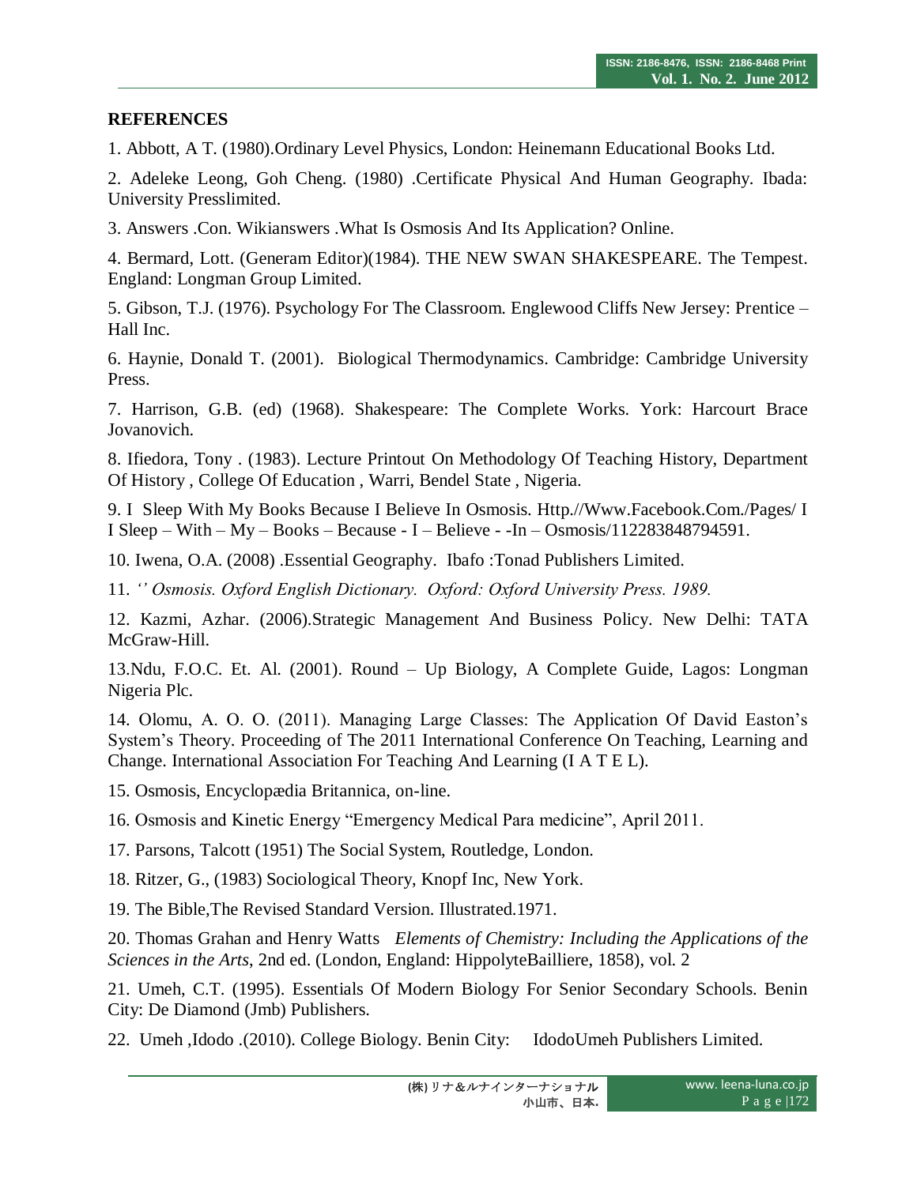**REFERENCES**

1. Abbott, A T. (1980).Ordinary Level Physics, London: Heinemann Educational Books Ltd.

2. Adeleke Leong, Goh Cheng. (1980) .Certificate Physical And Human Geography. Ibada: University Presslimited.

3. Answers .Con. Wikianswers .What Is Osmosis And Its Application? Online.

4. Bermard, Lott. (Generam Editor)(1984). THE NEW SWAN SHAKESPEARE. The Tempest. England: Longman Group Limited.

5. Gibson, T.J. (1976). Psychology For The Classroom. Englewood Cliffs New Jersey: Prentice – Hall Inc.

6. Haynie, Donald T. (2001). Biological Thermodynamics. Cambridge: Cambridge University Press.

7. Harrison, G.B. (ed) (1968). Shakespeare: The Complete Works. York: Harcourt Brace Jovanovich.

8. Ifiedora, Tony . (1983). Lecture Printout On Methodology Of Teaching History, Department Of History , College Of Education , Warri, Bendel State , Nigeria.

9. I Sleep With My Books Because I Believe In Osmosis. Http.//Www.Facebook.Com./Pages/ I I Sleep – With – My – Books – Because - I – Believe - -In – Osmosis/112283848794591.

10. Iwena, O.A. (2008) .Essential Geography. Ibafo :Tonad Publishers Limited.

11. *'' Osmosis. Oxford English Dictionary. Oxford: Oxford University Press. 1989.*

12. Kazmi, Azhar. (2006).Strategic Management And Business Policy. New Delhi: TATA McGraw-Hill.

13.Ndu, F.O.C. Et. Al. (2001). Round – Up Biology, A Complete Guide, Lagos: Longman Nigeria Plc.

14. Olomu, A. O. O. (2011). Managing Large Classes: The Application Of David Easton's System's Theory. Proceeding of The 2011 International Conference On Teaching, Learning and Change. International Association For Teaching And Learning (I A T E L).

15. Osmosis, Encyclopædia Britannica, on-line.

16. Osmosis and Kinetic Energy "Emergency Medical Para medicine", April 2011.

17. Parsons, Talcott (1951) The Social System, Routledge, London.

18. Ritzer, G., (1983) Sociological Theory, Knopf Inc, New York.

19. The Bible,The Revised Standard Version. Illustrated.1971.

20. Thomas Grahan and Henry Watts *Elements of Chemistry: Including the Applications of the Sciences in the Arts*, 2nd ed. (London, England: HippolyteBailliere, 1858), vol. 2

21. Umeh, C.T. (1995). Essentials Of Modern Biology For Senior Secondary Schools. Benin City: De Diamond (Jmb) Publishers.

22. Umeh ,Idodo .(2010). College Biology. Benin City: IdodoUmeh Publishers Limited.